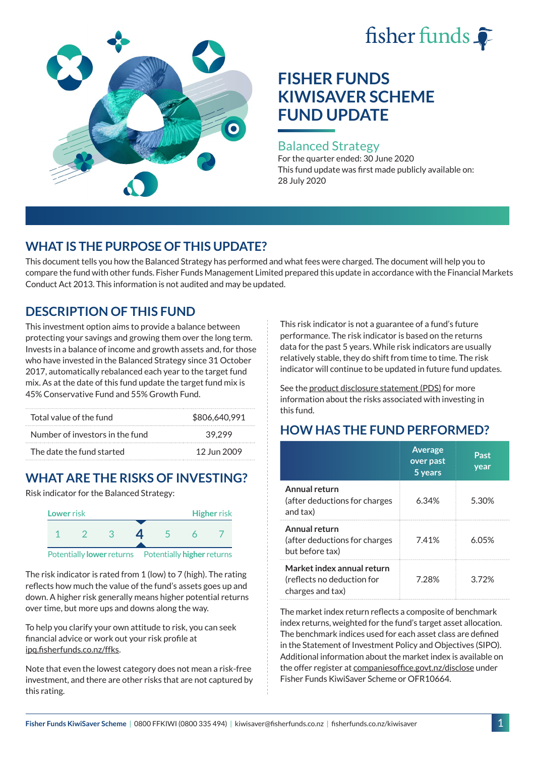# FISHER FUNDS KIWISAVER SCHEME FUND UPDATE

## Balanced Strategy

For the quarter ended: 30 June 2020

This fund update was first made publicly available on: 28 July 2020

## WHAT IS THE PURPOSE OF THIS UPDATE?

This document tells you how the Balanced Strategy has performed and what fees were charged. The document will help you to compare the fund with other funds. Fisher Funds Management Limited prepared this update in accordance with the Financial Markets Conduct Act 2013. This information is not audited and may be updated.

## DESCRIPTION OF THIS FUND

This investment option aims to provide a balance between protecting your savings and growing them over the long term. Invests in a balance of income and growth assets and, for those who have invested in the Balanced Strategy since 31 October 2017, automatically rebalanced each year to the target fund mix. As at the date of this fund update the target fund mix is 45% Conservative Fund and 55% Growth Fund.

| | |
|---|---|
| Total value of the fund | $806,640,991 |
| Number of investors in the fund | 39,299 |
| The date the fund started | 12 Jun 2009 |

## WHAT ARE THE RISKS OF INVESTING?

Risk indicator for the Balanced Strategy:

**Lower** risk — **Higher** risk

1 2 3 **4** 5 6 7

Potentially **lower** returns — Potentially **higher** returns

The risk indicator is rated from 1 (low) to 7 (high). The rating reflects how much the value of the fund's assets goes up and down. A higher risk generally means higher potential returns over time, but more ups and downs along the way.

To help you clarify your own attitude to risk, you can seek financial advice or work out your risk profile at ipq.fisherfunds.co.nz/ffks.

Note that even the lowest category does not mean a risk-free investment, and there are other risks that are not captured by this rating.

This risk indicator is not a guarantee of a fund's future performance. The risk indicator is based on the returns data for the past 5 years. While risk indicators are usually relatively stable, they do shift from time to time. The risk indicator will continue to be updated in future fund updates.

See the product disclosure statement (PDS) for more information about the risks associated with investing in this fund.

## HOW HAS THE FUND PERFORMED?

| | Average over past 5 years | Past year |
|---|---|---|
| **Annual return** (after deductions for charges and tax) | 6.34% | 5.30% |
| **Annual return** (after deductions for charges but before tax) | 7.41% | 6.05% |
| **Market index annual return** (reflects no deduction for charges and tax) | 7.28% | 3.72% |

The market index return reflects a composite of benchmark index returns, weighted for the fund's target asset allocation. The benchmark indices used for each asset class are defined in the Statement of Investment Policy and Objectives (SIPO). Additional information about the market index is available on the offer register at companiesoffice.govt.nz/disclose under Fisher Funds KiwiSaver Scheme or OFR10664.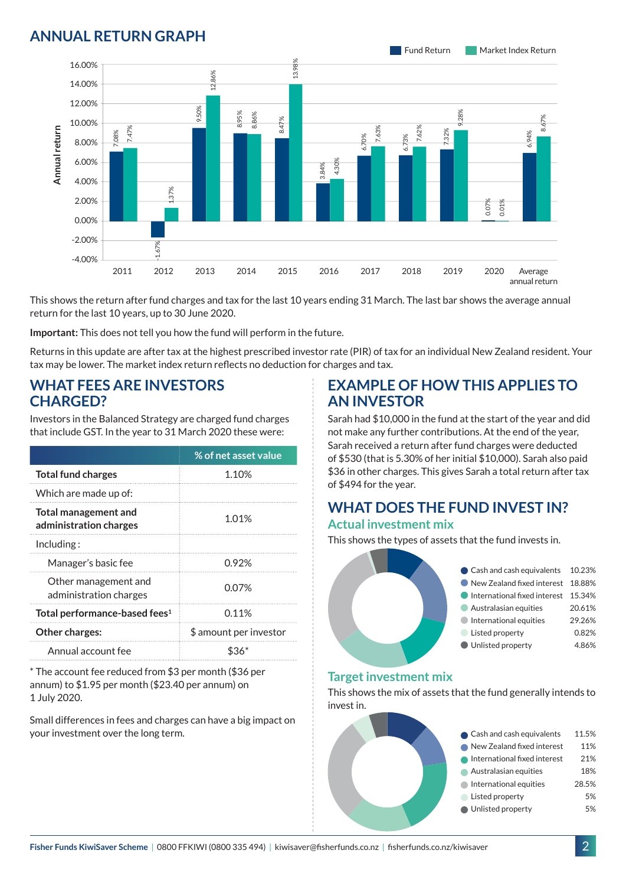## ANNUAL RETURN GRAPH

| Year | Fund Return | Market Index Return |
|---|---|---|
| 2011 | 7.08% | 7.47% |
| 2012 | -1.67% | 1.37% |
| 2013 | 9.50% | 12.86% |
| 2014 | 8.95% | 8.86% |
| 2015 | 8.47% | 13.98% |
| 2016 | 3.84% | 4.30% |
| 2017 | 6.70% | 7.63% |
| 2018 | 6.73% | 7.62% |
| 2019 | 7.32% | 9.28% |
| 2020 | 0.07% | 0.01% |
| Average annual return | 6.94% | 8.67% |

This shows the return after fund charges and tax for the last 10 years ending 31 March. The last bar shows the average annual return for the last 10 years, up to 30 June 2020.

**Important:** This does not tell you how the fund will perform in the future.

Returns in this update are after tax at the highest prescribed investor rate (PIR) of tax for an individual New Zealand resident. Your tax may be lower. The market index return reflects no deduction for charges and tax.

## WHAT FEES ARE INVESTORS CHARGED?

Investors in the Balanced Strategy are charged fund charges that include GST. In the year to 31 March 2020 these were:

| | % of net asset value |
|---|---|
| **Total fund charges** | 1.10% |
| Which are made up of: | |
| **Total management and administration charges** | 1.01% |
| Including : | |
| Manager's basic fee | 0.92% |
| Other management and administration charges | 0.07% |
| **Total performance-based fees[1]** | 0.11% |
| **Other charges:** | $ amount per investor |
| Annual account fee | $36* |

* The account fee reduced from $3 per month ($36 per annum) to $1.95 per month ($23.40 per annum) on 1 July 2020.

Small differences in fees and charges can have a big impact on your investment over the long term.

## EXAMPLE OF HOW THIS APPLIES TO AN INVESTOR

Sarah had $10,000 in the fund at the start of the year and did not make any further contributions. At the end of the year, Sarah received a return after fund charges were deducted of $530 (that is 5.30% of her initial $10,000). Sarah also paid $36 in other charges. This gives Sarah a total return after tax of $494 for the year.

## WHAT DOES THE FUND INVEST IN?

### Actual investment mix

This shows the types of assets that the fund invests in.

| Asset | % |
|---|---|
| Cash and cash equivalents | 10.23% |
| New Zealand fixed interest | 18.88% |
| International fixed interest | 15.34% |
| Australasian equities | 20.61% |
| International equities | 29.26% |
| Listed property | 0.82% |
| Unlisted property | 4.86% |

### Target investment mix

This shows the mix of assets that the fund generally intends to invest in.

| Asset | % |
|---|---|
| Cash and cash equivalents | 11.5% |
| New Zealand fixed interest | 11% |
| International fixed interest | 21% |
| Australasian equities | 18% |
| International equities | 28.5% |
| Listed property | 5% |
| Unlisted property | 5% |

**Fisher Funds KiwiSaver Scheme** | 0800 FFKIWI (0800 335 494) | kiwisaver@fisherfunds.co.nz | fisherfunds.co.nz/kiwisaver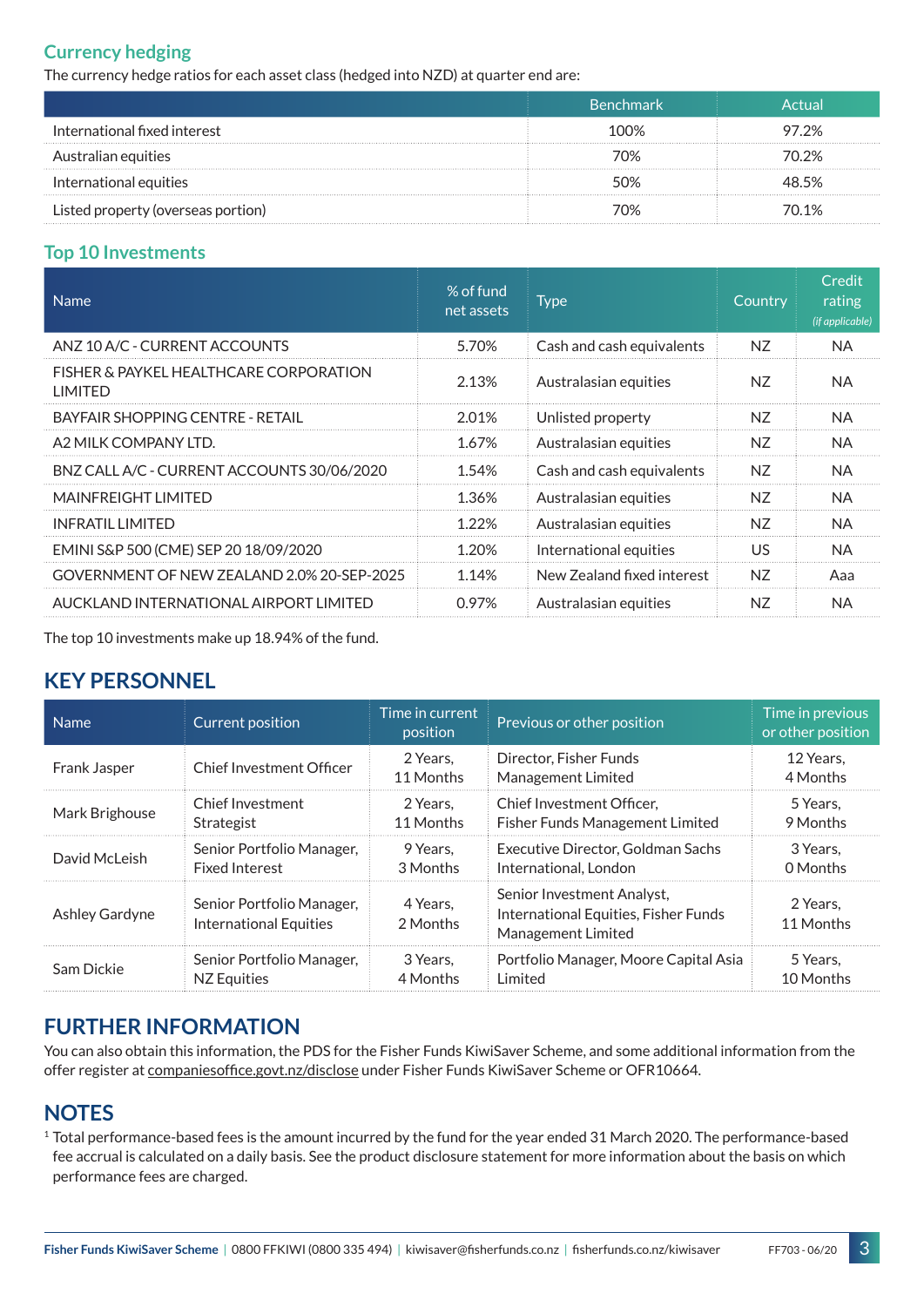## Currency hedging

The currency hedge ratios for each asset class (hedged into NZD) at quarter end are:

| | Benchmark | Actual |
|---|---|---|
| International fixed interest | 100% | 97.2% |
| Australian equities | 70% | 70.2% |
| International equities | 50% | 48.5% |
| Listed property (overseas portion) | 70% | 70.1% |

## Top 10 Investments

| Name | % of fund net assets | Type | Country | Credit rating *(if applicable)* |
|---|---|---|---|---|
| ANZ 10 A/C - CURRENT ACCOUNTS | 5.70% | Cash and cash equivalents | NZ | NA |
| FISHER & PAYKEL HEALTHCARE CORPORATION LIMITED | 2.13% | Australasian equities | NZ | NA |
| BAYFAIR SHOPPING CENTRE - RETAIL | 2.01% | Unlisted property | NZ | NA |
| A2 MILK COMPANY LTD. | 1.67% | Australasian equities | NZ | NA |
| BNZ CALL A/C - CURRENT ACCOUNTS 30/06/2020 | 1.54% | Cash and cash equivalents | NZ | NA |
| MAINFREIGHT LIMITED | 1.36% | Australasian equities | NZ | NA |
| INFRATIL LIMITED | 1.22% | Australasian equities | NZ | NA |
| EMINI S&P 500 (CME) SEP 20 18/09/2020 | 1.20% | International equities | US | NA |
| GOVERNMENT OF NEW ZEALAND 2.0% 20-SEP-2025 | 1.14% | New Zealand fixed interest | NZ | Aaa |
| AUCKLAND INTERNATIONAL AIRPORT LIMITED | 0.97% | Australasian equities | NZ | NA |

The top 10 investments make up 18.94% of the fund.

# KEY PERSONNEL

| Name | Current position | Time in current position | Previous or other position | Time in previous or other position |
|---|---|---|---|---|
| Frank Jasper | Chief Investment Officer | 2 Years, 11 Months | Director, Fisher Funds Management Limited | 12 Years, 4 Months |
| Mark Brighouse | Chief Investment Strategist | 2 Years, 11 Months | Chief Investment Officer, Fisher Funds Management Limited | 5 Years, 9 Months |
| David McLeish | Senior Portfolio Manager, Fixed Interest | 9 Years, 3 Months | Executive Director, Goldman Sachs International, London | 3 Years, 0 Months |
| Ashley Gardyne | Senior Portfolio Manager, International Equities | 4 Years, 2 Months | Senior Investment Analyst, International Equities, Fisher Funds Management Limited | 2 Years, 11 Months |
| Sam Dickie | Senior Portfolio Manager, NZ Equities | 3 Years, 4 Months | Portfolio Manager, Moore Capital Asia Limited | 5 Years, 10 Months |

# FURTHER INFORMATION

You can also obtain this information, the PDS for the Fisher Funds KiwiSaver Scheme, and some additional information from the offer register at companiesoffice.govt.nz/disclose under Fisher Funds KiwiSaver Scheme or OFR10664.

# NOTES

[1] Total performance-based fees is the amount incurred by the fund for the year ended 31 March 2020. The performance-based fee accrual is calculated on a daily basis. See the product disclosure statement for more information about the basis on which performance fees are charged.